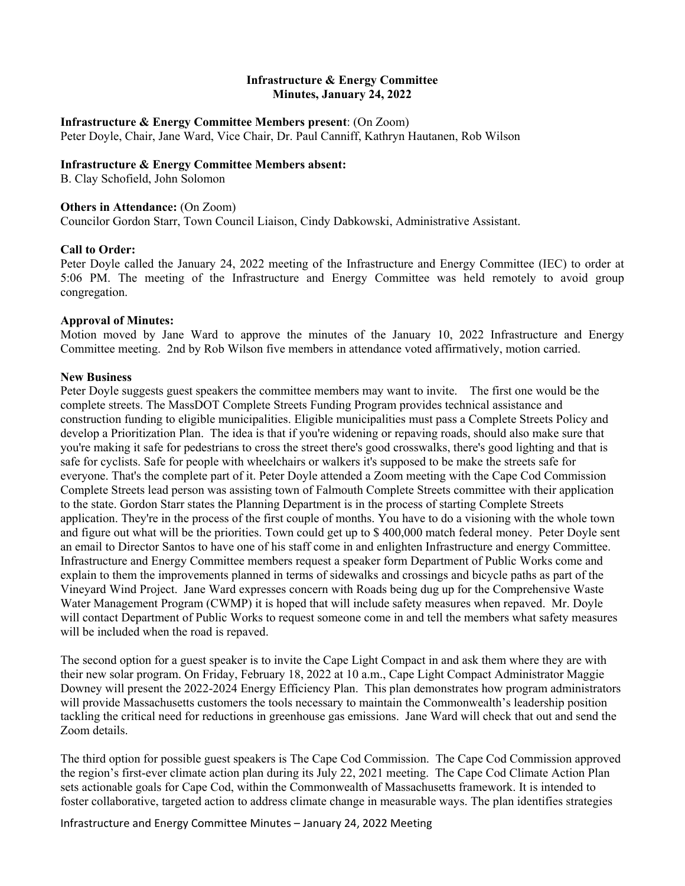# Infrastructure & Energy Committee
## Minutes, January 24, 2022

**Infrastructure & Energy Committee Members present**: (On Zoom)
Peter Doyle, Chair, Jane Ward, Vice Chair, Dr. Paul Canniff, Kathryn Hautanen, Rob Wilson

**Infrastructure & Energy Committee Members absent:**
B. Clay Schofield, John Solomon

**Others in Attendance:** (On Zoom)
Councilor Gordon Starr, Town Council Liaison, Cindy Dabkowski, Administrative Assistant.

**Call to Order:**
Peter Doyle called the January 24, 2022 meeting of the Infrastructure and Energy Committee (IEC) to order at 5:06 PM. The meeting of the Infrastructure and Energy Committee was held remotely to avoid group congregation.

**Approval of Minutes:**
Motion moved by Jane Ward to approve the minutes of the January 10, 2022 Infrastructure and Energy Committee meeting. 2nd by Rob Wilson five members in attendance voted affirmatively, motion carried.

**New Business**
Peter Doyle suggests guest speakers the committee members may want to invite. The first one would be the complete streets. The MassDOT Complete Streets Funding Program provides technical assistance and construction funding to eligible municipalities. Eligible municipalities must pass a Complete Streets Policy and develop a Prioritization Plan. The idea is that if you're widening or repaving roads, should also make sure that you're making it safe for pedestrians to cross the street there's good crosswalks, there's good lighting and that is safe for cyclists. Safe for people with wheelchairs or walkers it's supposed to be make the streets safe for everyone. That's the complete part of it. Peter Doyle attended a Zoom meeting with the Cape Cod Commission Complete Streets lead person was assisting town of Falmouth Complete Streets committee with their application to the state. Gordon Starr states the Planning Department is in the process of starting Complete Streets application. They're in the process of the first couple of months. You have to do a visioning with the whole town and figure out what will be the priorities. Town could get up to $ 400,000 match federal money. Peter Doyle sent an email to Director Santos to have one of his staff come in and enlighten Infrastructure and energy Committee. Infrastructure and Energy Committee members request a speaker form Department of Public Works come and explain to them the improvements planned in terms of sidewalks and crossings and bicycle paths as part of the Vineyard Wind Project. Jane Ward expresses concern with Roads being dug up for the Comprehensive Waste Water Management Program (CWMP) it is hoped that will include safety measures when repaved. Mr. Doyle will contact Department of Public Works to request someone come in and tell the members what safety measures will be included when the road is repaved.

The second option for a guest speaker is to invite the Cape Light Compact in and ask them where they are with their new solar program. On Friday, February 18, 2022 at 10 a.m., Cape Light Compact Administrator Maggie Downey will present the 2022-2024 Energy Efficiency Plan. This plan demonstrates how program administrators will provide Massachusetts customers the tools necessary to maintain the Commonwealth's leadership position tackling the critical need for reductions in greenhouse gas emissions. Jane Ward will check that out and send the Zoom details.

The third option for possible guest speakers is The Cape Cod Commission. The Cape Cod Commission approved the region's first-ever climate action plan during its July 22, 2021 meeting. The Cape Cod Climate Action Plan sets actionable goals for Cape Cod, within the Commonwealth of Massachusetts framework. It is intended to foster collaborative, targeted action to address climate change in measurable ways. The plan identifies strategies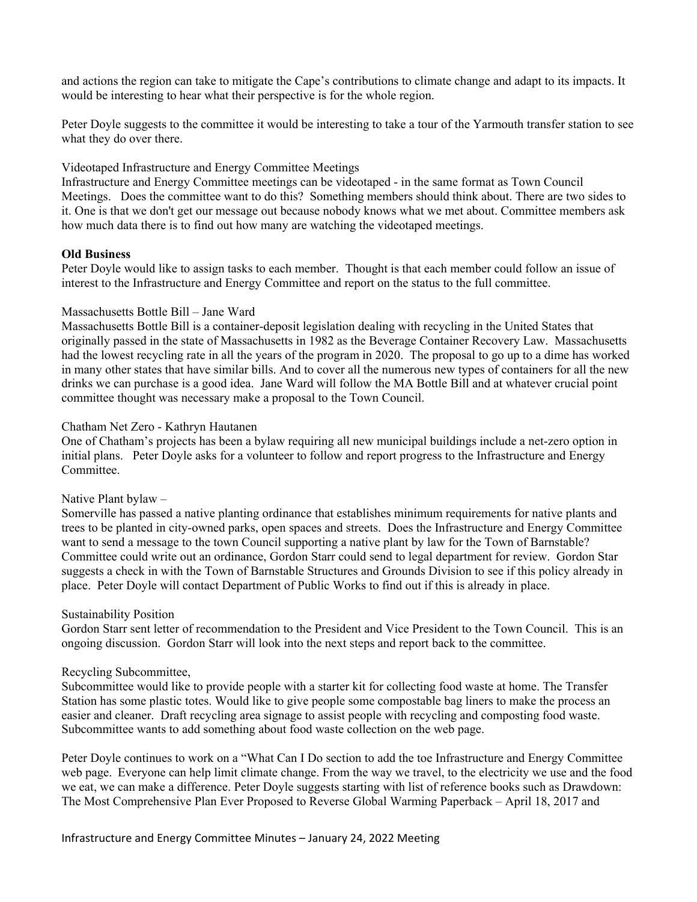and actions the region can take to mitigate the Cape's contributions to climate change and adapt to its impacts. It would be interesting to hear what their perspective is for the whole region.

Peter Doyle suggests to the committee it would be interesting to take a tour of the Yarmouth transfer station to see what they do over there.

Videotaped Infrastructure and Energy Committee Meetings

Infrastructure and Energy Committee meetings can be videotaped - in the same format as Town Council Meetings. Does the committee want to do this? Something members should think about. There are two sides to it. One is that we don't get our message out because nobody knows what we met about. Committee members ask how much data there is to find out how many are watching the videotaped meetings.

**Old Business**

Peter Doyle would like to assign tasks to each member. Thought is that each member could follow an issue of interest to the Infrastructure and Energy Committee and report on the status to the full committee.

Massachusetts Bottle Bill – Jane Ward

Massachusetts Bottle Bill is a container-deposit legislation dealing with recycling in the United States that originally passed in the state of Massachusetts in 1982 as the Beverage Container Recovery Law. Massachusetts had the lowest recycling rate in all the years of the program in 2020. The proposal to go up to a dime has worked in many other states that have similar bills. And to cover all the numerous new types of containers for all the new drinks we can purchase is a good idea. Jane Ward will follow the MA Bottle Bill and at whatever crucial point committee thought was necessary make a proposal to the Town Council.

Chatham Net Zero - Kathryn Hautanen

One of Chatham's projects has been a bylaw requiring all new municipal buildings include a net-zero option in initial plans. Peter Doyle asks for a volunteer to follow and report progress to the Infrastructure and Energy Committee.

Native Plant bylaw –

Somerville has passed a native planting ordinance that establishes minimum requirements for native plants and trees to be planted in city-owned parks, open spaces and streets. Does the Infrastructure and Energy Committee want to send a message to the town Council supporting a native plant by law for the Town of Barnstable? Committee could write out an ordinance, Gordon Starr could send to legal department for review. Gordon Star suggests a check in with the Town of Barnstable Structures and Grounds Division to see if this policy already in place. Peter Doyle will contact Department of Public Works to find out if this is already in place.

Sustainability Position

Gordon Starr sent letter of recommendation to the President and Vice President to the Town Council. This is an ongoing discussion. Gordon Starr will look into the next steps and report back to the committee.

Recycling Subcommittee,

Subcommittee would like to provide people with a starter kit for collecting food waste at home. The Transfer Station has some plastic totes. Would like to give people some compostable bag liners to make the process an easier and cleaner. Draft recycling area signage to assist people with recycling and composting food waste. Subcommittee wants to add something about food waste collection on the web page.

Peter Doyle continues to work on a "What Can I Do section to add the toe Infrastructure and Energy Committee web page. Everyone can help limit climate change. From the way we travel, to the electricity we use and the food we eat, we can make a difference. Peter Doyle suggests starting with list of reference books such as Drawdown: The Most Comprehensive Plan Ever Proposed to Reverse Global Warming Paperback – April 18, 2017 and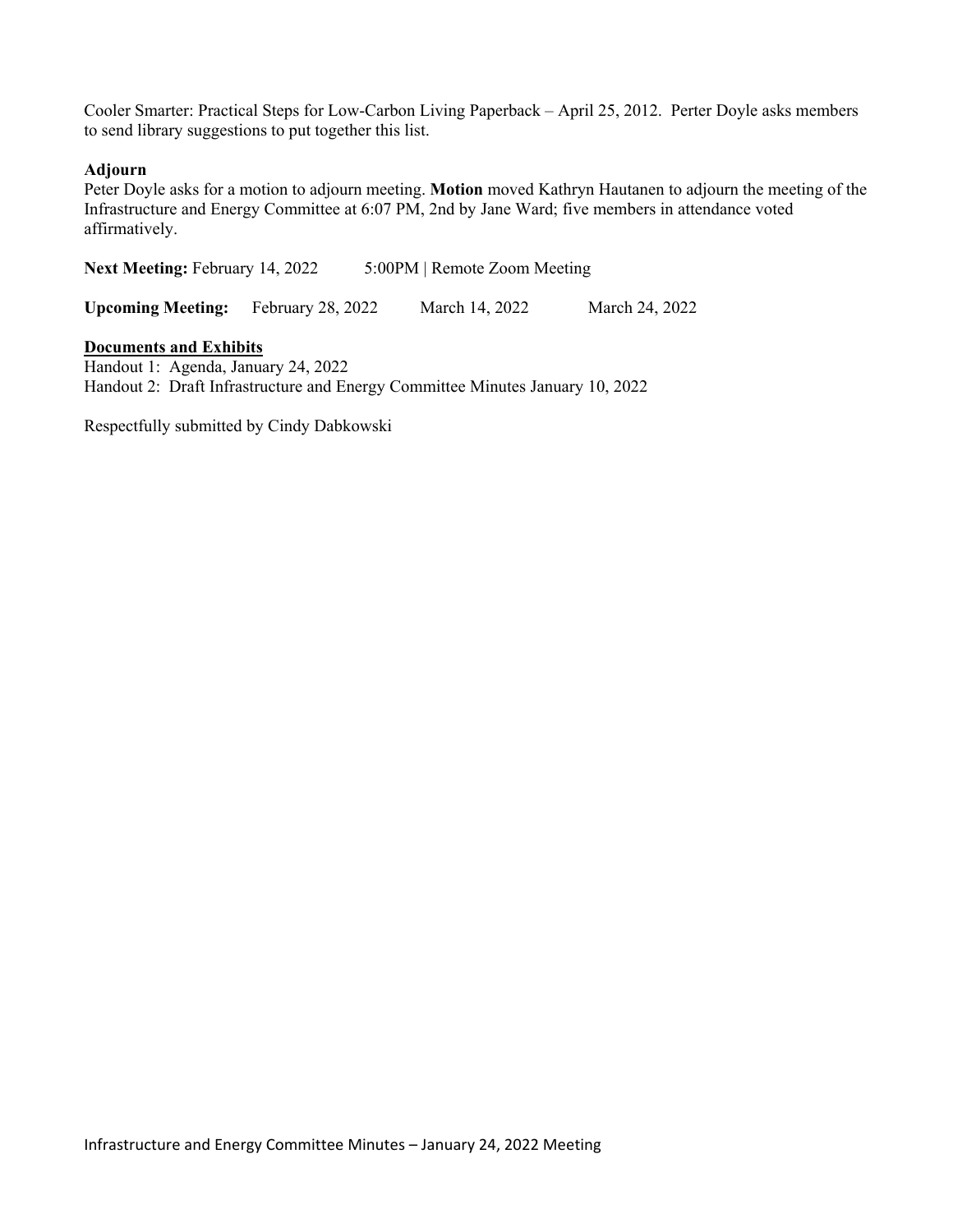Cooler Smarter: Practical Steps for Low-Carbon Living Paperback – April 25, 2012. Perter Doyle asks members to send library suggestions to put together this list.

**Adjourn**

Peter Doyle asks for a motion to adjourn meeting. **Motion** moved Kathryn Hautanen to adjourn the meeting of the Infrastructure and Energy Committee at 6:07 PM, 2nd by Jane Ward; five members in attendance voted affirmatively.

**Next Meeting:** February 14, 2022 5:00PM | Remote Zoom Meeting

**Upcoming Meeting:** February 28, 2022 March 14, 2022 March 24, 2022

**Documents and Exhibits**

Handout 1: Agenda, January 24, 2022
Handout 2: Draft Infrastructure and Energy Committee Minutes January 10, 2022

Respectfully submitted by Cindy Dabkowski